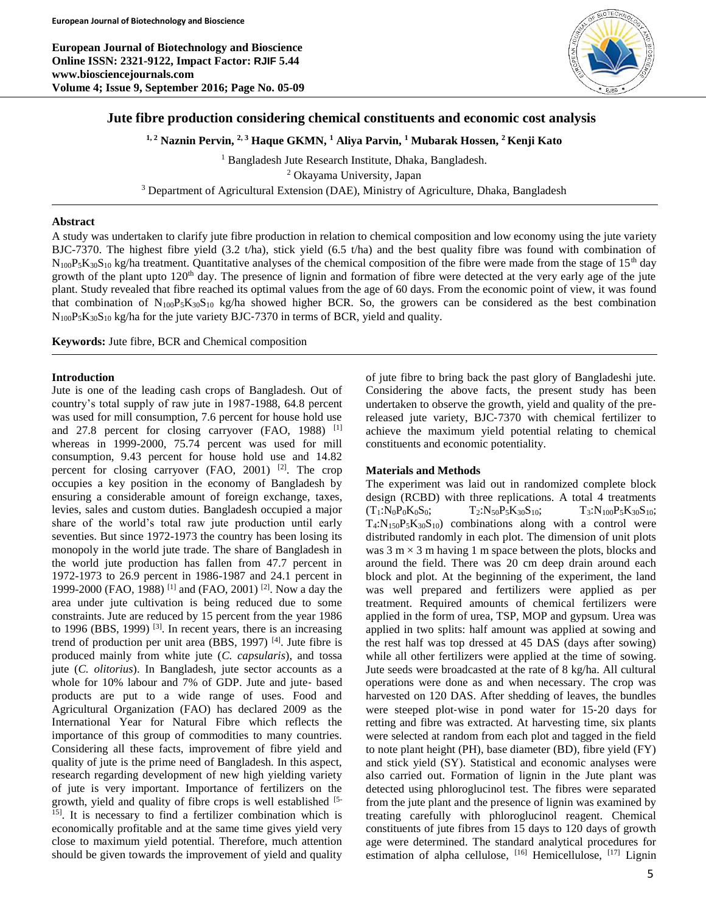# Jute fibre production considering chemical constituents and economic cost analysis

[1,2] Naznin Pervin, [2,3] Haque GKMN, [1] Aliya Parvin, [1] Mubarak Hossen, [2] Kenji Kato

[1] Bangladesh Jute Research Institute, Dhaka, Bangladesh.
[2] Okayama University, Japan
[3] Department of Agricultural Extension (DAE), Ministry of Agriculture, Dhaka, Bangladesh

## Abstract

A study was undertaken to clarify jute fibre production in relation to chemical composition and low economy using the jute variety BJC-7370. The highest fibre yield (3.2 t/ha), stick yield (6.5 t/ha) and the best quality fibre was found with combination of $N_{100}P_5K_{30}S_{10}$ kg/ha treatment. Quantitative analyses of the chemical composition of the fibre were made from the stage of 15th day growth of the plant upto 120th day. The presence of lignin and formation of fibre were detected at the very early age of the jute plant. Study revealed that fibre reached its optimal values from the age of 60 days. From the economic point of view, it was found that combination of $N_{100}P_5K_{30}S_{10}$ kg/ha showed higher BCR. So, the growers can be considered as the best combination $N_{100}P_5K_{30}S_{10}$ kg/ha for the jute variety BJC-7370 in terms of BCR, yield and quality.

**Keywords:** Jute fibre, BCR and Chemical composition

## Introduction

Jute is one of the leading cash crops of Bangladesh. Out of country's total supply of raw jute in 1987-1988, 64.8 percent was used for mill consumption, 7.6 percent for house hold use and 27.8 percent for closing carryover (FAO, 1988) [1] whereas in 1999-2000, 75.74 percent was used for mill consumption, 9.43 percent for house hold use and 14.82 percent for closing carryover (FAO, 2001) [2]. The crop occupies a key position in the economy of Bangladesh by ensuring a considerable amount of foreign exchange, taxes, levies, sales and custom duties. Bangladesh occupied a major share of the world's total raw jute production until early seventies. But since 1972-1973 the country has been losing its monopoly in the world jute trade. The share of Bangladesh in the world jute production has fallen from 47.7 percent in 1972-1973 to 26.9 percent in 1986-1987 and 24.1 percent in 1999-2000 (FAO, 1988) [1] and (FAO, 2001) [2]. Now a day the area under jute cultivation is being reduced due to some constraints. Jute are reduced by 15 percent from the year 1986 to 1996 (BBS, 1999) [3]. In recent years, there is an increasing trend of production per unit area (BBS, 1997) [4]. Jute fibre is produced mainly from white jute (*C. capsularis*), and tossa jute (*C. olitorius*). In Bangladesh, jute sector accounts as a whole for 10% labour and 7% of GDP. Jute and jute- based products are put to a wide range of uses. Food and Agricultural Organization (FAO) has declared 2009 as the International Year for Natural Fibre which reflects the importance of this group of commodities to many countries. Considering all these facts, improvement of fibre yield and quality of jute is the prime need of Bangladesh. In this aspect, research regarding development of new high yielding variety of jute is very important. Importance of fertilizers on the growth, yield and quality of fibre crops is well established [5-15]. It is necessary to find a fertilizer combination which is economically profitable and at the same time gives yield very close to maximum yield potential. Therefore, much attention should be given towards the improvement of yield and quality of jute fibre to bring back the past glory of Bangladeshi jute. Considering the above facts, the present study has been undertaken to observe the growth, yield and quality of the pre-released jute variety, BJC-7370 with chemical fertilizer to achieve the maximum yield potential relating to chemical constituents and economic potentiality.

## Materials and Methods

The experiment was laid out in randomized complete block design (RCBD) with three replications. A total 4 treatments ($T_1$:$N_0P_0K_0S_0$; $T_2$:$N_{50}P_5K_{30}S_{10}$; $T_3$:$N_{100}P_5K_{30}S_{10}$; $T_4$:$N_{150}P_5K_{30}S_{10}$) combinations along with a control were distributed randomly in each plot. The dimension of unit plots was 3 m × 3 m having 1 m space between the plots, blocks and around the field. There was 20 cm deep drain around each block and plot. At the beginning of the experiment, the land was well prepared and fertilizers were applied as per treatment. Required amounts of chemical fertilizers were applied in the form of urea, TSP, MOP and gypsum. Urea was applied in two splits: half amount was applied at sowing and the rest half was top dressed at 45 DAS (days after sowing) while all other fertilizers were applied at the time of sowing. Jute seeds were broadcasted at the rate of 8 kg/ha. All cultural operations were done as and when necessary. The crop was harvested on 120 DAS. After shedding of leaves, the bundles were steeped plot-wise in pond water for 15-20 days for retting and fibre was extracted. At harvesting time, six plants were selected at random from each plot and tagged in the field to note plant height (PH), base diameter (BD), fibre yield (FY) and stick yield (SY). Statistical and economic analyses were also carried out. Formation of lignin in the Jute plant was detected using phloroglucinol test. The fibres were separated from the jute plant and the presence of lignin was examined by treating carefully with phloroglucinol reagent. Chemical constituents of jute fibres from 15 days to 120 days of growth age were determined. The standard analytical procedures for estimation of alpha cellulose, [16] Hemicellulose, [17] Lignin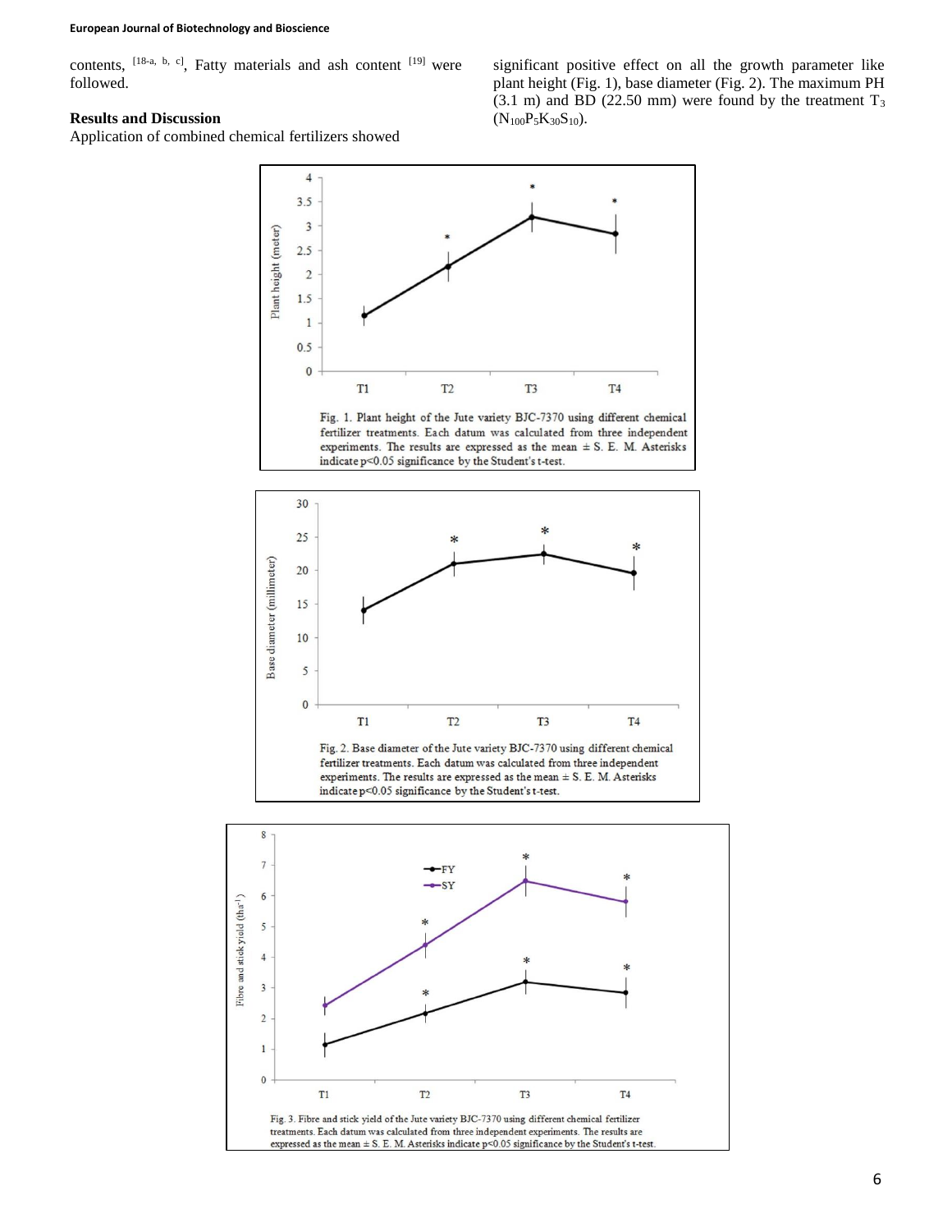contents, [18-a, b, c], Fatty materials and ash content [19] were followed.

## Results and Discussion

Application of combined chemical fertilizers showed significant positive effect on all the growth parameter like plant height (Fig. 1), base diameter (Fig. 2). The maximum PH (3.1 m) and BD (22.50 mm) were found by the treatment $T_3$ ($N_{100}P_5K_{30}S_{10}$).

Fig. 1. Plant height of the Jute variety BJC-7370 using different chemical fertilizer treatments. Each datum was calculated from three independent experiments. The results are expressed as the mean ± S. E. M. Asterisks indicate $p<0.05$ significance by the Student's t-test.

Fig. 2. Base diameter of the Jute variety BJC-7370 using different chemical fertilizer treatments. Each datum was calculated from three independent experiments. The results are expressed as the mean ± S. E. M. Asterisks indicate $p<0.05$ significance by the Student's t-test.

Fig. 3. Fibre and stick yield of the Jute variety BJC-7370 using different chemical fertilizer treatments. Each datum was calculated from three independent experiments. The results are expressed as the mean ± S. E. M. Asterisks indicate $p<0.05$ significance by the Student's t-test.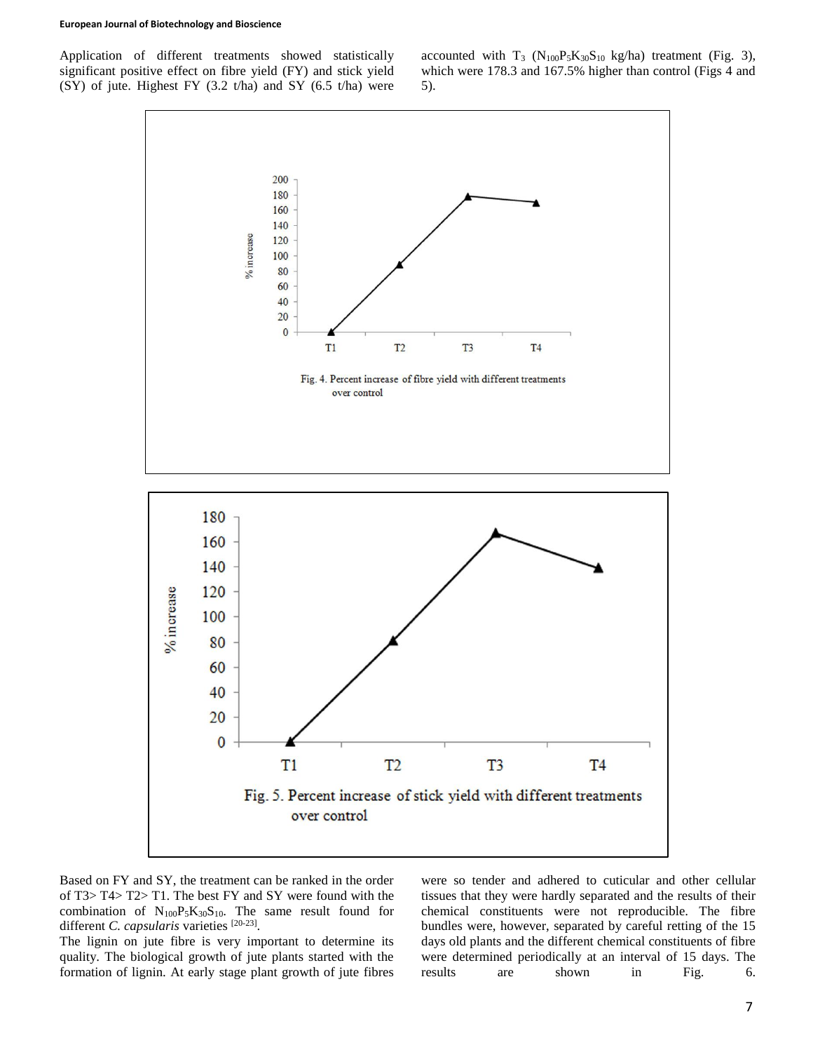Application of different treatments showed statistically significant positive effect on fibre yield (FY) and stick yield (SY) of jute. Highest FY (3.2 t/ha) and SY (6.5 t/ha) were accounted with $T_3$ ($N_{100}P_5K_{30}S_{10}$ kg/ha) treatment (Fig. 3), which were 178.3 and 167.5% higher than control (Figs 4 and 5).

Fig. 4. Percent increase of fibre yield with different treatments over control

Fig. 5. Percent increase of stick yield with different treatments over control

Based on FY and SY, the treatment can be ranked in the order of T3> T4> T2> T1. The best FY and SY were found with the combination of $N_{100}P_5K_{30}S_{10}$. The same result found for different *C. capsularis* varieties [20-23].

The lignin on jute fibre is very important to determine its quality. The biological growth of jute plants started with the formation of lignin. At early stage plant growth of jute fibres were so tender and adhered to cuticular and other cellular tissues that they were hardly separated and the results of their chemical constituents were not reproducible. The fibre bundles were, however, separated by careful retting of the 15 days old plants and the different chemical constituents of fibre were determined periodically at an interval of 15 days. The results are shown in Fig. 6.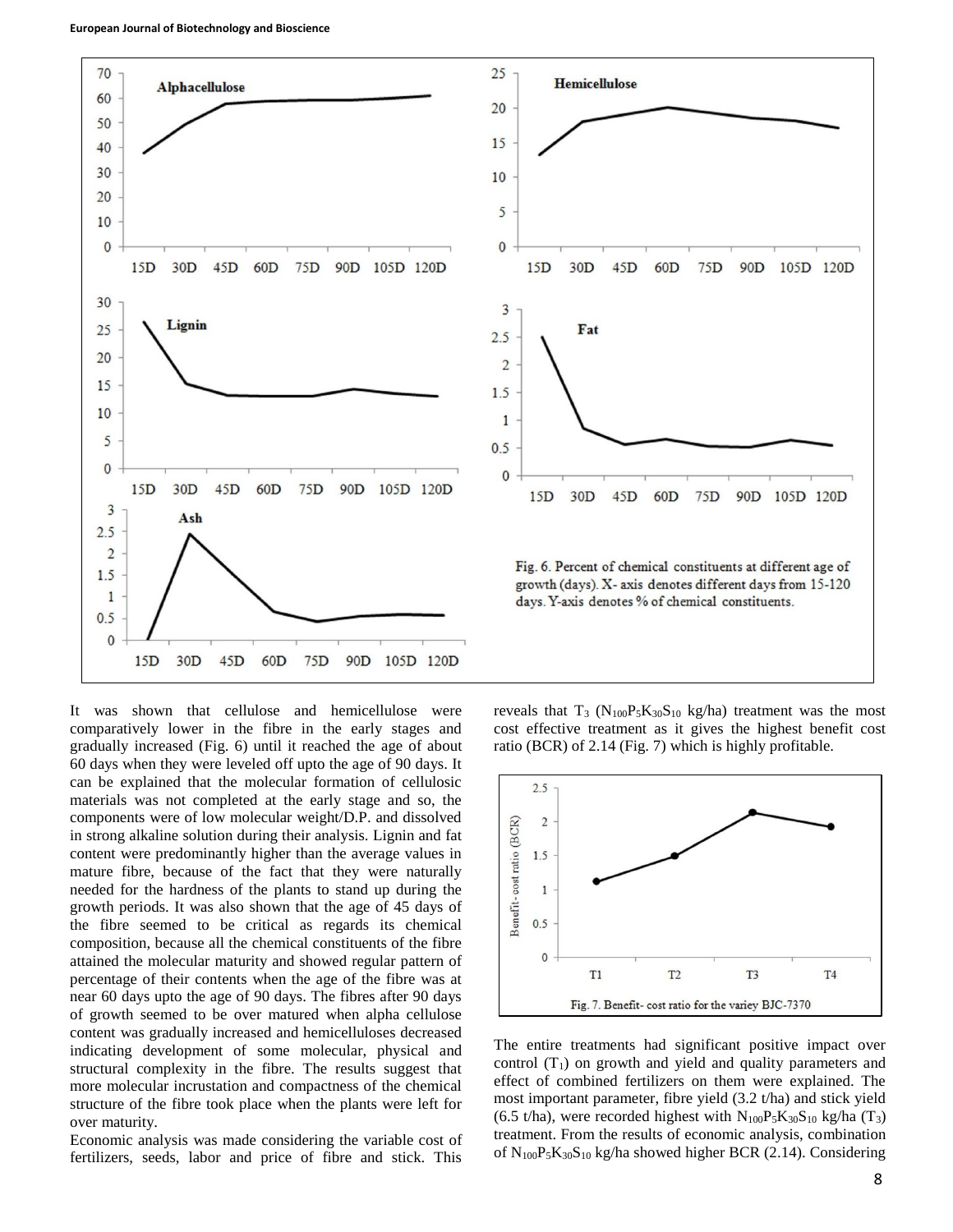Fig. 6. Percent of chemical constituents at different age of growth (days). X- axis denotes different days from 15-120 days. Y-axis denotes % of chemical constituents.

It was shown that cellulose and hemicellulose were comparatively lower in the fibre in the early stages and gradually increased (Fig. 6) until it reached the age of about 60 days when they were leveled off upto the age of 90 days. It can be explained that the molecular formation of cellulosic materials was not completed at the early stage and so, the components were of low molecular weight/D.P. and dissolved in strong alkaline solution during their analysis. Lignin and fat content were predominantly higher than the average values in mature fibre, because of the fact that they were naturally needed for the hardness of the plants to stand up during the growth periods. It was also shown that the age of 45 days of the fibre seemed to be critical as regards its chemical composition, because all the chemical constituents of the fibre attained the molecular maturity and showed regular pattern of percentage of their contents when the age of the fibre was at near 60 days upto the age of 90 days. The fibres after 90 days of growth seemed to be over matured when alpha cellulose content was gradually increased and hemicelluloses decreased indicating development of some molecular, physical and structural complexity in the fibre. The results suggest that more molecular incrustation and compactness of the chemical structure of the fibre took place when the plants were left for over maturity.

Economic analysis was made considering the variable cost of fertilizers, seeds, labor and price of fibre and stick. This reveals that $T_3$ ($N_{100}P_5K_{30}S_{10}$ kg/ha) treatment was the most cost effective treatment as it gives the highest benefit cost ratio (BCR) of 2.14 (Fig. 7) which is highly profitable.

Fig. 7. Benefit- cost ratio for the variey BJC-7370

The entire treatments had significant positive impact over control ($T_1$) on growth and yield and quality parameters and effect of combined fertilizers on them were explained. The most important parameter, fibre yield (3.2 t/ha) and stick yield (6.5 t/ha), were recorded highest with $N_{100}P_5K_{30}S_{10}$ kg/ha ($T_3$) treatment. From the results of economic analysis, combination of $N_{100}P_5K_{30}S_{10}$ kg/ha showed higher BCR (2.14). Considering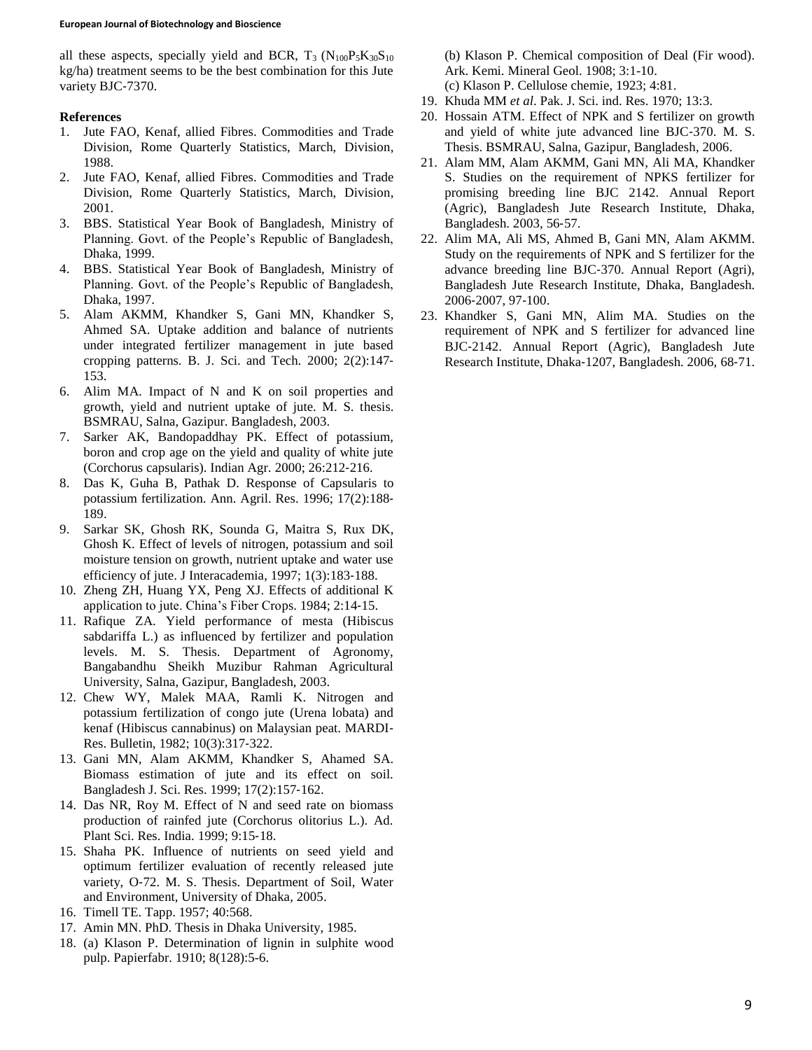all these aspects, specially yield and BCR, $T_3$ ($N_{100}P_5K_{30}S_{10}$ kg/ha) treatment seems to be the best combination for this Jute variety BJC-7370.

**References**

1. Jute FAO, Kenaf, allied Fibres. Commodities and Trade Division, Rome Quarterly Statistics, March, Division, 1988.
2. Jute FAO, Kenaf, allied Fibres. Commodities and Trade Division, Rome Quarterly Statistics, March, Division, 2001.
3. BBS. Statistical Year Book of Bangladesh, Ministry of Planning. Govt. of the People's Republic of Bangladesh, Dhaka, 1999.
4. BBS. Statistical Year Book of Bangladesh, Ministry of Planning. Govt. of the People's Republic of Bangladesh, Dhaka, 1997.
5. Alam AKMM, Khandker S, Gani MN, Khandker S, Ahmed SA. Uptake addition and balance of nutrients under integrated fertilizer management in jute based cropping patterns. B. J. Sci. and Tech. 2000; 2(2):147-153.
6. Alim MA. Impact of N and K on soil properties and growth, yield and nutrient uptake of jute. M. S. thesis. BSMRAU, Salna, Gazipur. Bangladesh, 2003.
7. Sarker AK, Bandopaddhay PK. Effect of potassium, boron and crop age on the yield and quality of white jute (Corchorus capsularis). Indian Agr. 2000; 26:212-216.
8. Das K, Guha B, Pathak D. Response of Capsularis to potassium fertilization. Ann. Agril. Res. 1996; 17(2):188-189.
9. Sarkar SK, Ghosh RK, Sounda G, Maitra S, Rux DK, Ghosh K. Effect of levels of nitrogen, potassium and soil moisture tension on growth, nutrient uptake and water use efficiency of jute. J Interacademia, 1997; 1(3):183-188.
10. Zheng ZH, Huang YX, Peng XJ. Effects of additional K application to jute. China's Fiber Crops. 1984; 2:14-15.
11. Rafique ZA. Yield performance of mesta (Hibiscus sabdariffa L.) as influenced by fertilizer and population levels. M. S. Thesis. Department of Agronomy, Bangabandhu Sheikh Muzibur Rahman Agricultural University, Salna, Gazipur, Bangladesh, 2003.
12. Chew WY, Malek MAA, Ramli K. Nitrogen and potassium fertilization of congo jute (Urena lobata) and kenaf (Hibiscus cannabinus) on Malaysian peat. MARDI-Res. Bulletin, 1982; 10(3):317-322.
13. Gani MN, Alam AKMM, Khandker S, Ahamed SA. Biomass estimation of jute and its effect on soil. Bangladesh J. Sci. Res. 1999; 17(2):157-162.
14. Das NR, Roy M. Effect of N and seed rate on biomass production of rainfed jute (Corchorus olitorius L.). Ad. Plant Sci. Res. India. 1999; 9:15-18.
15. Shaha PK. Influence of nutrients on seed yield and optimum fertilizer evaluation of recently released jute variety, O-72. M. S. Thesis. Department of Soil, Water and Environment, University of Dhaka, 2005.
16. Timell TE. Tapp. 1957; 40:568.
17. Amin MN. PhD. Thesis in Dhaka University, 1985.
18. (a) Klason P. Determination of lignin in sulphite wood pulp. Papierfabr. 1910; 8(128):5-6.
    (b) Klason P. Chemical composition of Deal (Fir wood). Ark. Kemi. Mineral Geol. 1908; 3:1-10.
    (c) Klason P. Cellulose chemie, 1923; 4:81.
19. Khuda MM *et al*. Pak. J. Sci. ind. Res. 1970; 13:3.
20. Hossain ATM. Effect of NPK and S fertilizer on growth and yield of white jute advanced line BJC-370. M. S. Thesis. BSMRAU, Salna, Gazipur, Bangladesh, 2006.
21. Alam MM, Alam AKMM, Gani MN, Ali MA, Khandker S. Studies on the requirement of NPKS fertilizer for promising breeding line BJC 2142. Annual Report (Agric), Bangladesh Jute Research Institute, Dhaka, Bangladesh. 2003, 56-57.
22. Alim MA, Ali MS, Ahmed B, Gani MN, Alam AKMM. Study on the requirements of NPK and S fertilizer for the advance breeding line BJC-370. Annual Report (Agri), Bangladesh Jute Research Institute, Dhaka, Bangladesh. 2006-2007, 97-100.
23. Khandker S, Gani MN, Alim MA. Studies on the requirement of NPK and S fertilizer for advanced line BJC-2142. Annual Report (Agric), Bangladesh Jute Research Institute, Dhaka-1207, Bangladesh. 2006, 68-71.